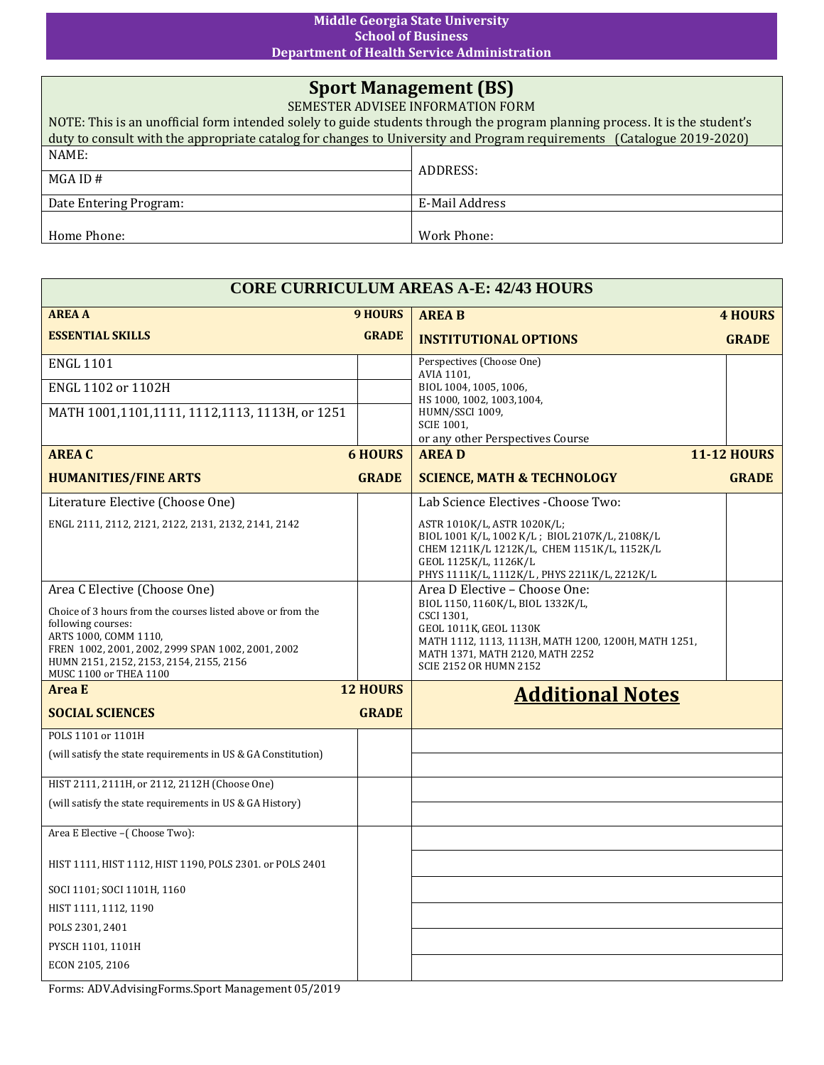**Middle Georgia State University**
**School of Business**
**Department of Health Service Administration**

# Sport Management (BS)

SEMESTER ADVISEE INFORMATION FORM

NOTE: This is an unofficial form intended solely to guide students through the program planning process. It is the student's duty to consult with the appropriate catalog for changes to University and Program requirements (Catalogue 2019-2020)

| | |
|---|---|
| NAME: | ADDRESS: |
| MGA ID # | |
| Date Entering Program: | E-Mail Address |
| Home Phone: | Work Phone: |

## CORE CURRICULUM AREAS A-E: 42/43 HOURS

| **AREA A** **ESSENTIAL SKILLS** | **9 HOURS** **GRADE** | **AREA B** **INSTITUTIONAL OPTIONS** | **4 HOURS** **GRADE** |
|---|---|---|---|
| ENGL 1101 | | Perspectives (Choose One) AVIA 1101, BIOL 1004, 1005, 1006, HS 1000, 1002, 1003,1004, HUMN/SSCI 1009, SCIE 1001, or any other Perspectives Course | |
| ENGL 1102 or 1102H | | | |
| MATH 1001,1101,1111, 1112,1113, 1113H, or 1251 | | | |

| **AREA C** **HUMANITIES/FINE ARTS** | **6 HOURS** **GRADE** | **AREA D** **SCIENCE, MATH & TECHNOLOGY** | **11-12 HOURS** **GRADE** |
|---|---|---|---|
| Literature Elective (Choose One) ENGL 2111, 2112, 2121, 2122, 2131, 2132, 2141, 2142 | | Lab Science Electives -Choose Two: ASTR 1010K/L, ASTR 1020K/L; BIOL 1001 K/L, 1002 K/L ; BIOL 2107K/L, 2108K/L CHEM 1211K/L 1212K/L, CHEM 1151K/L, 1152K/L GEOL 1125K/L, 1126K/L PHYS 1111K/L, 1112K/L , PHYS 2211K/L, 2212K/L | |
| Area C Elective (Choose One) Choice of 3 hours from the courses listed above or from the following courses: ARTS 1000, COMM 1110, FREN 1002, 2001, 2002, 2999 SPAN 1002, 2001, 2002 HUMN 2151, 2152, 2153, 2154, 2155, 2156 MUSC 1100 or THEA 1100 | | Area D Elective – Choose One: BIOL 1150, 1160K/L, BIOL 1332K/L, CSCI 1301, GEOL 1011K, GEOL 1130K MATH 1112, 1113, 1113H, MATH 1200, 1200H, MATH 1251, MATH 1371, MATH 2120, MATH 2252 SCIE 2152 OR HUMN 2152 | |

| **Area E** **SOCIAL SCIENCES** | **12 HOURS** **GRADE** | **Additional Notes** |
|---|---|---|
| POLS 1101 or 1101H (will satisfy the state requirements in US & GA Constitution) | | |
| HIST 2111, 2111H, or 2112, 2112H (Choose One) (will satisfy the state requirements in US & GA History) | | |
| Area E Elective –( Choose Two): HIST 1111, HIST 1112, HIST 1190, POLS 2301. or POLS 2401 SOCI 1101; SOCI 1101H, 1160 HIST 1111, 1112, 1190 POLS 2301, 2401 PYSCH 1101, 1101H ECON 2105, 2106 | | |

Forms: ADV.AdvisingForms.Sport Management 05/2019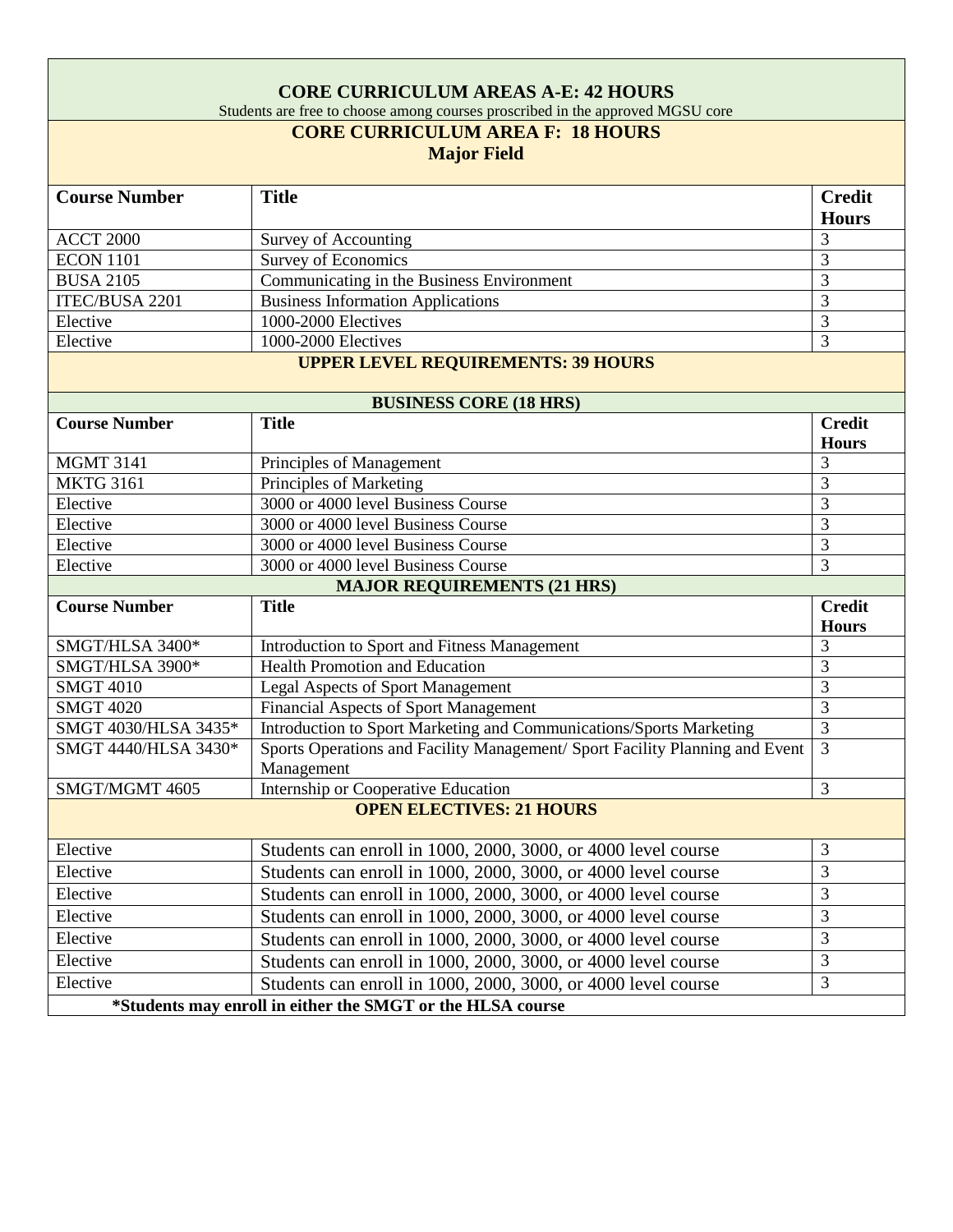## CORE CURRICULUM AREAS A-E: 42 HOURS

Students are free to choose among courses proscribed in the approved MGSU core

## CORE CURRICULUM AREA F: 18 HOURS
**Major Field**

| Course Number | Title | Credit Hours |
|---|---|---|
| ACCT 2000 | Survey of Accounting | 3 |
| ECON 1101 | Survey of Economics | 3 |
| BUSA 2105 | Communicating in the Business Environment | 3 |
| ITEC/BUSA 2201 | Business Information Applications | 3 |
| Elective | 1000-2000 Electives | 3 |
| Elective | 1000-2000 Electives | 3 |

## UPPER LEVEL REQUIREMENTS: 39 HOURS

### BUSINESS CORE (18 HRS)

| Course Number | Title | Credit Hours |
|---|---|---|
| MGMT 3141 | Principles of Management | 3 |
| MKTG 3161 | Principles of Marketing | 3 |
| Elective | 3000 or 4000 level Business Course | 3 |
| Elective | 3000 or 4000 level Business Course | 3 |
| Elective | 3000 or 4000 level Business Course | 3 |
| Elective | 3000 or 4000 level Business Course | 3 |

### MAJOR REQUIREMENTS (21 HRS)

| Course Number | Title | Credit Hours |
|---|---|---|
| SMGT/HLSA 3400* | Introduction to Sport and Fitness Management | 3 |
| SMGT/HLSA 3900* | Health Promotion and Education | 3 |
| SMGT 4010 | Legal Aspects of Sport Management | 3 |
| SMGT 4020 | Financial Aspects of Sport Management | 3 |
| SMGT 4030/HLSA 3435* | Introduction to Sport Marketing and Communications/Sports Marketing | 3 |
| SMGT 4440/HLSA 3430* | Sports Operations and Facility Management/ Sport Facility Planning and Event Management | 3 |
| SMGT/MGMT 4605 | Internship or Cooperative Education | 3 |

## OPEN ELECTIVES: 21 HOURS

| | | |
|---|---|---|
| Elective | Students can enroll in 1000, 2000, 3000, or 4000 level course | 3 |
| Elective | Students can enroll in 1000, 2000, 3000, or 4000 level course | 3 |
| Elective | Students can enroll in 1000, 2000, 3000, or 4000 level course | 3 |
| Elective | Students can enroll in 1000, 2000, 3000, or 4000 level course | 3 |
| Elective | Students can enroll in 1000, 2000, 3000, or 4000 level course | 3 |
| Elective | Students can enroll in 1000, 2000, 3000, or 4000 level course | 3 |
| Elective | Students can enroll in 1000, 2000, 3000, or 4000 level course | 3 |

**\*Students may enroll in either the SMGT or the HLSA course**